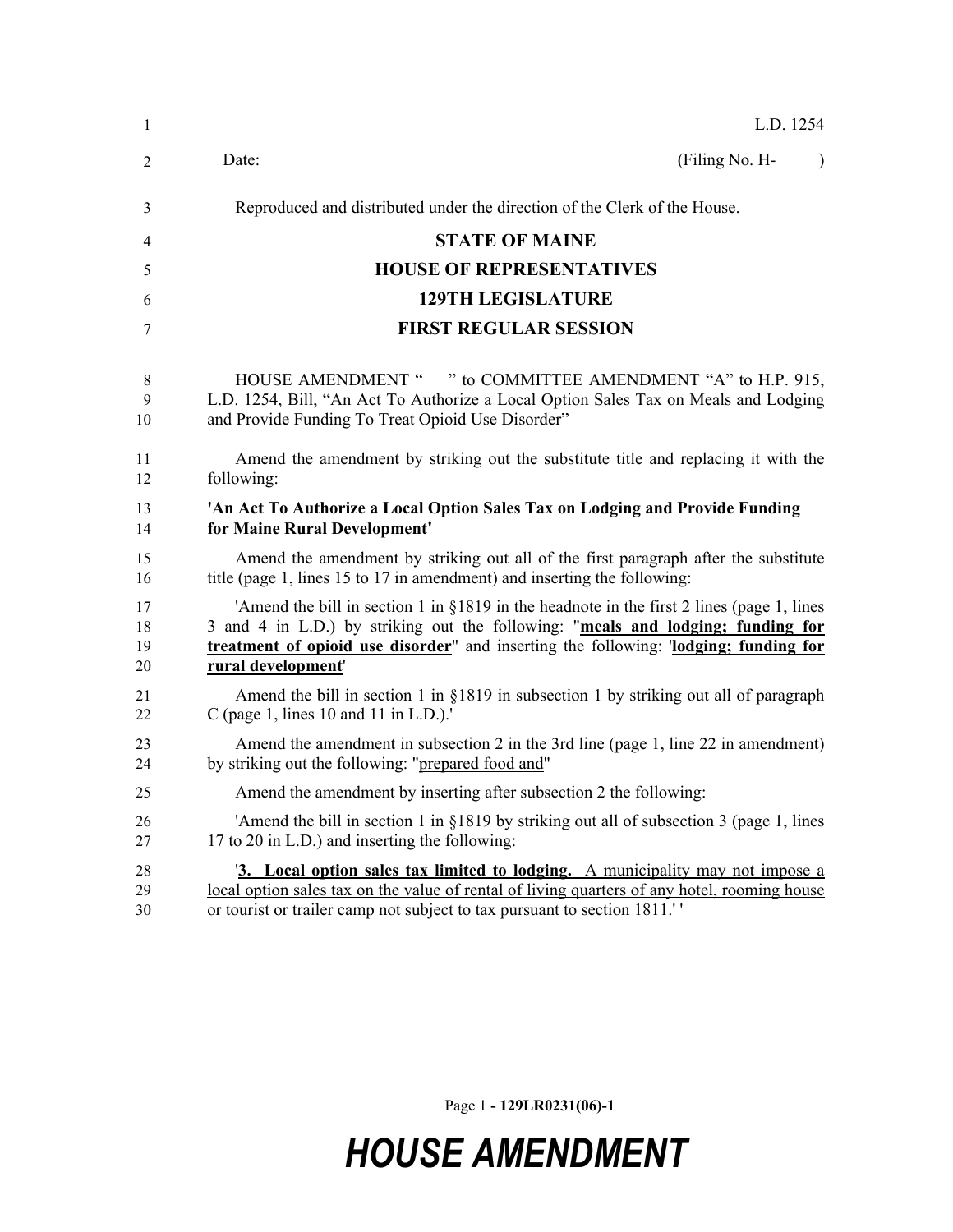L.D. 1254

Date: (Filing No. H- )

Reproduced and distributed under the direction of the Clerk of the House.

**STATE OF MAINE**

**HOUSE OF REPRESENTATIVES**

**129TH LEGISLATURE**

**FIRST REGULAR SESSION**

HOUSE AMENDMENT " " to COMMITTEE AMENDMENT "A" to H.P. 915, L.D. 1254, Bill, "An Act To Authorize a Local Option Sales Tax on Meals and Lodging and Provide Funding To Treat Opioid Use Disorder"

Amend the amendment by striking out the substitute title and replacing it with the following:

**'An Act To Authorize a Local Option Sales Tax on Lodging and Provide Funding for Maine Rural Development'**

Amend the amendment by striking out all of the first paragraph after the substitute title (page 1, lines 15 to 17 in amendment) and inserting the following:

'Amend the bill in section 1 in §1819 in the headnote in the first 2 lines (page 1, lines 3 and 4 in L.D.) by striking out the following: "**meals and lodging; funding for treatment of opioid use disorder**" and inserting the following: '**lodging; funding for rural development**'

Amend the bill in section 1 in §1819 in subsection 1 by striking out all of paragraph C (page 1, lines 10 and 11 in L.D.).'

Amend the amendment in subsection 2 in the 3rd line (page 1, line 22 in amendment) by striking out the following: "prepared food and"

Amend the amendment by inserting after subsection 2 the following:

'Amend the bill in section 1 in §1819 by striking out all of subsection 3 (page 1, lines 17 to 20 in L.D.) and inserting the following:

'**3. Local option sales tax limited to lodging.** A municipality may not impose a local option sales tax on the value of rental of living quarters of any hotel, rooming house or tourist or trailer camp not subject to tax pursuant to section 1811.' '

# *HOUSE AMENDMENT*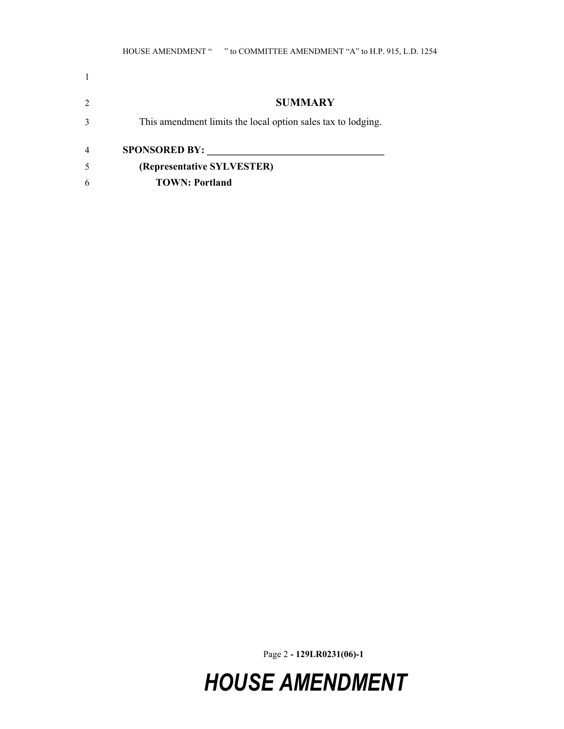## SUMMARY

This amendment limits the local option sales tax to lodging.

**SPONSORED BY: ___________________________________**

**(Representative SYLVESTER)**

**TOWN: Portland**